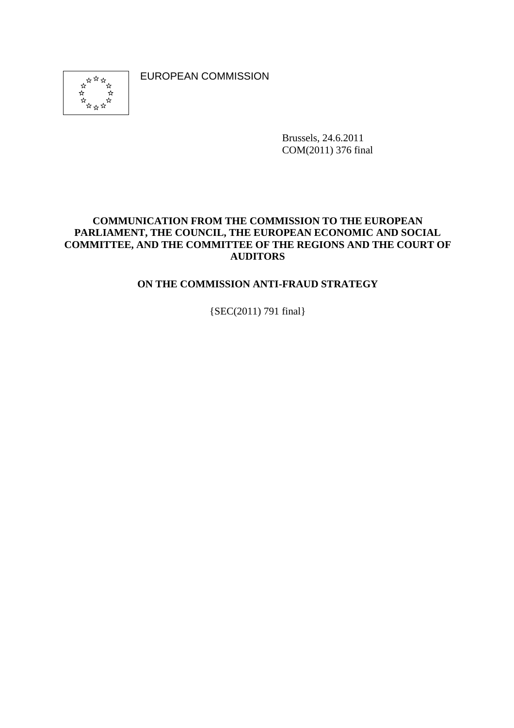EUROPEAN COMMISSION

Brussels, 24.6.2011
COM(2011) 376 final

**COMMUNICATION FROM THE COMMISSION TO THE EUROPEAN PARLIAMENT, THE COUNCIL, THE EUROPEAN ECONOMIC AND SOCIAL COMMITTEE, AND THE COMMITTEE OF THE REGIONS AND THE COURT OF AUDITORS**

**ON THE COMMISSION ANTI-FRAUD STRATEGY**

{SEC(2011) 791 final}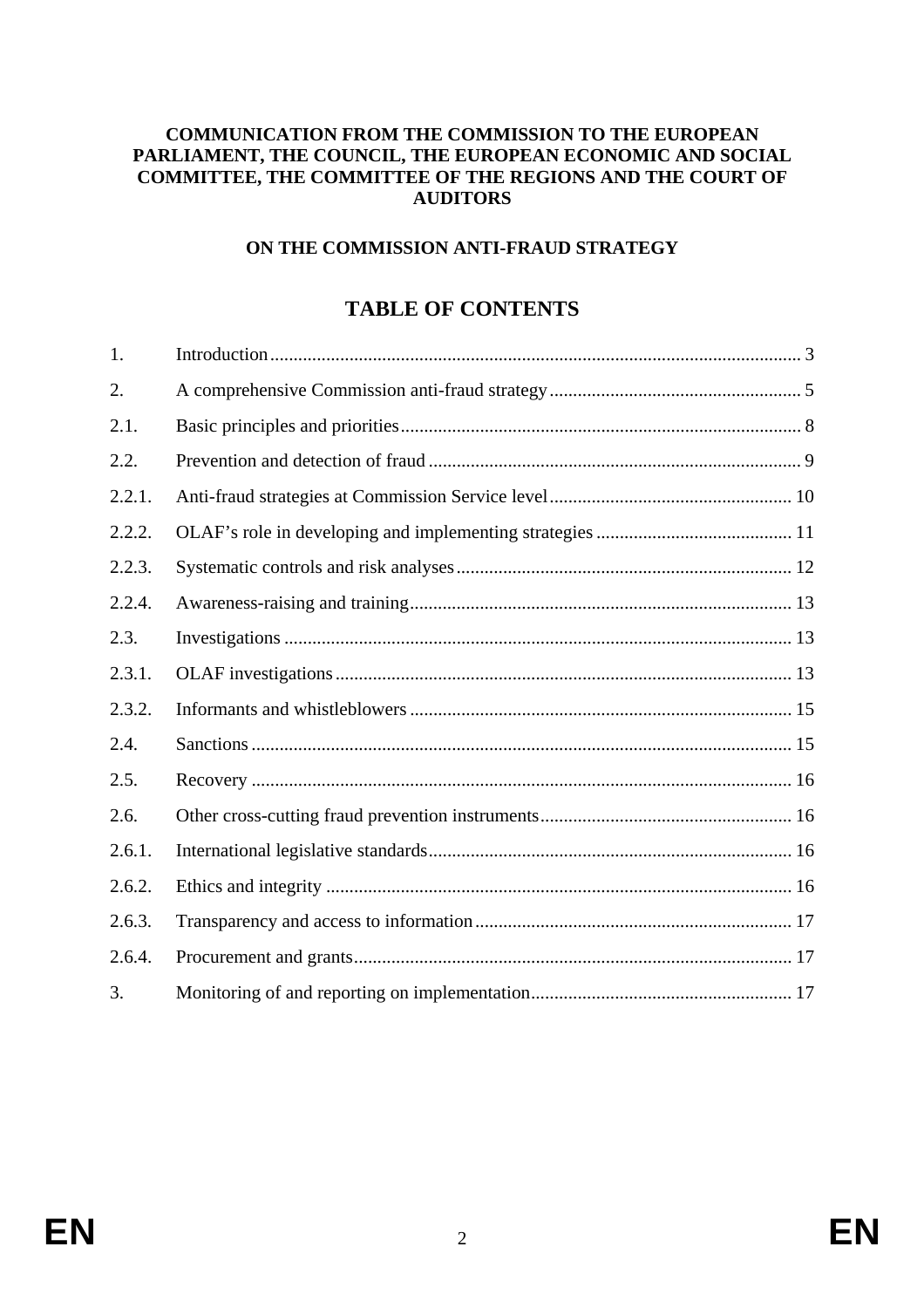**COMMUNICATION FROM THE COMMISSION TO THE EUROPEAN PARLIAMENT, THE COUNCIL, THE EUROPEAN ECONOMIC AND SOCIAL COMMITTEE, THE COMMITTEE OF THE REGIONS AND THE COURT OF AUDITORS**

**ON THE COMMISSION ANTI-FRAUD STRATEGY**

# TABLE OF CONTENTS

| | | |
|---|---|---|
| 1. | Introduction | 3 |
| 2. | A comprehensive Commission anti-fraud strategy | 5 |
| 2.1. | Basic principles and priorities | 8 |
| 2.2. | Prevention and detection of fraud | 9 |
| 2.2.1. | Anti-fraud strategies at Commission Service level | 10 |
| 2.2.2. | OLAF's role in developing and implementing strategies | 11 |
| 2.2.3. | Systematic controls and risk analyses | 12 |
| 2.2.4. | Awareness-raising and training | 13 |
| 2.3. | Investigations | 13 |
| 2.3.1. | OLAF investigations | 13 |
| 2.3.2. | Informants and whistleblowers | 15 |
| 2.4. | Sanctions | 15 |
| 2.5. | Recovery | 16 |
| 2.6. | Other cross-cutting fraud prevention instruments | 16 |
| 2.6.1. | International legislative standards | 16 |
| 2.6.2. | Ethics and integrity | 16 |
| 2.6.3. | Transparency and access to information | 17 |
| 2.6.4. | Procurement and grants | 17 |
| 3. | Monitoring of and reporting on implementation | 17 |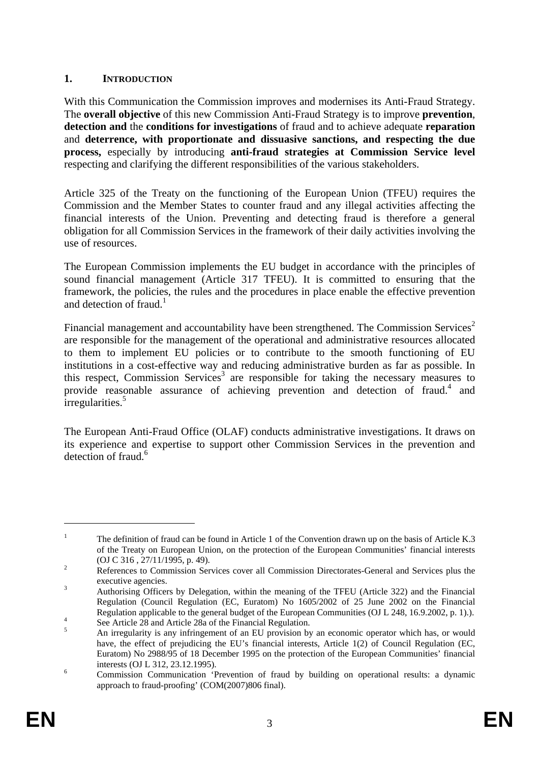## 1. INTRODUCTION

With this Communication the Commission improves and modernises its Anti-Fraud Strategy. The **overall objective** of this new Commission Anti-Fraud Strategy is to improve **prevention**, **detection and** the **conditions for investigations** of fraud and to achieve adequate **reparation** and **deterrence, with proportionate and dissuasive sanctions, and respecting the due process,** especially by introducing **anti-fraud strategies at Commission Service level** respecting and clarifying the different responsibilities of the various stakeholders.

Article 325 of the Treaty on the functioning of the European Union (TFEU) requires the Commission and the Member States to counter fraud and any illegal activities affecting the financial interests of the Union. Preventing and detecting fraud is therefore a general obligation for all Commission Services in the framework of their daily activities involving the use of resources.

The European Commission implements the EU budget in accordance with the principles of sound financial management (Article 317 TFEU). It is committed to ensuring that the framework, the policies, the rules and the procedures in place enable the effective prevention and detection of fraud.[1]

Financial management and accountability have been strengthened. The Commission Services[2] are responsible for the management of the operational and administrative resources allocated to them to implement EU policies or to contribute to the smooth functioning of EU institutions in a cost-effective way and reducing administrative burden as far as possible. In this respect, Commission Services[3] are responsible for taking the necessary measures to provide reasonable assurance of achieving prevention and detection of fraud.[4] and irregularities.[5]

The European Anti-Fraud Office (OLAF) conducts administrative investigations. It draws on its experience and expertise to support other Commission Services in the prevention and detection of fraud.[6]

---

[1] The definition of fraud can be found in Article 1 of the Convention drawn up on the basis of Article K.3 of the Treaty on European Union, on the protection of the European Communities' financial interests (OJ C 316 , 27/11/1995, p. 49).

[2] References to Commission Services cover all Commission Directorates-General and Services plus the executive agencies.

[3] Authorising Officers by Delegation, within the meaning of the TFEU (Article 322) and the Financial Regulation (Council Regulation (EC, Euratom) No 1605/2002 of 25 June 2002 on the Financial Regulation applicable to the general budget of the European Communities (OJ L 248, 16.9.2002, p. 1).).

[4] See Article 28 and Article 28a of the Financial Regulation.

[5] An irregularity is any infringement of an EU provision by an economic operator which has, or would have, the effect of prejudicing the EU's financial interests, Article 1(2) of Council Regulation (EC, Euratom) No 2988/95 of 18 December 1995 on the protection of the European Communities' financial interests (OJ L 312, 23.12.1995).

[6] Commission Communication 'Prevention of fraud by building on operational results: a dynamic approach to fraud-proofing' (COM(2007)806 final).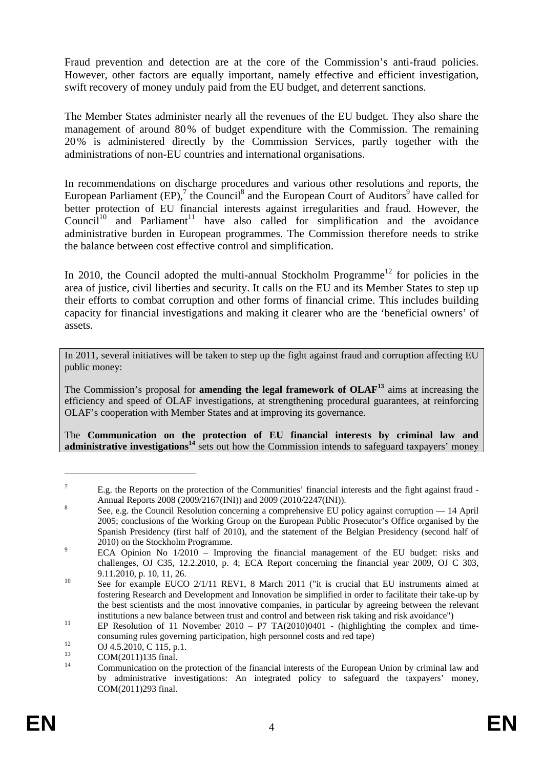Fraud prevention and detection are at the core of the Commission's anti-fraud policies. However, other factors are equally important, namely effective and efficient investigation, swift recovery of money unduly paid from the EU budget, and deterrent sanctions.

The Member States administer nearly all the revenues of the EU budget. They also share the management of around 80% of budget expenditure with the Commission. The remaining 20% is administered directly by the Commission Services, partly together with the administrations of non-EU countries and international organisations.

In recommendations on discharge procedures and various other resolutions and reports, the European Parliament (EP),[7] the Council[8] and the European Court of Auditors[9] have called for better protection of EU financial interests against irregularities and fraud. However, the Council[10] and Parliament[11] have also called for simplification and the avoidance administrative burden in European programmes. The Commission therefore needs to strike the balance between cost effective control and simplification.

In 2010, the Council adopted the multi-annual Stockholm Programme[12] for policies in the area of justice, civil liberties and security. It calls on the EU and its Member States to step up their efforts to combat corruption and other forms of financial crime. This includes building capacity for financial investigations and making it clearer who are the 'beneficial owners' of assets.

In 2011, several initiatives will be taken to step up the fight against fraud and corruption affecting EU public money:

The Commission's proposal for **amending the legal framework of OLAF[13]** aims at increasing the efficiency and speed of OLAF investigations, at strengthening procedural guarantees, at reinforcing OLAF's cooperation with Member States and at improving its governance.

The **Communication on the protection of EU financial interests by criminal law and administrative investigations[14]** sets out how the Commission intends to safeguard taxpayers' money

---

[7] E.g. the Reports on the protection of the Communities' financial interests and the fight against fraud - Annual Reports 2008 (2009/2167(INI)) and 2009 (2010/2247(INI)).

[8] See, e.g. the Council Resolution concerning a comprehensive EU policy against corruption — 14 April 2005; conclusions of the Working Group on the European Public Prosecutor's Office organised by the Spanish Presidency (first half of 2010), and the statement of the Belgian Presidency (second half of 2010) on the Stockholm Programme.

[9] ECA Opinion No 1/2010 – Improving the financial management of the EU budget: risks and challenges, OJ C35, 12.2.2010, p. 4; ECA Report concerning the financial year 2009, OJ C 303, 9.11.2010, p. 10, 11, 26.

[10] See for example EUCO 2/1/11 REV1, 8 March 2011 ("it is crucial that EU instruments aimed at fostering Research and Development and Innovation be simplified in order to facilitate their take-up by the best scientists and the most innovative companies, in particular by agreeing between the relevant institutions a new balance between trust and control and between risk taking and risk avoidance")

[11] EP Resolution of 11 November 2010 – P7 TA(2010)0401 - (highlighting the complex and time-consuming rules governing participation, high personnel costs and red tape)

[12] OJ 4.5.2010, C 115, p.1.

[13] COM(2011)135 final.

[14] Communication on the protection of the financial interests of the European Union by criminal law and by administrative investigations: An integrated policy to safeguard the taxpayers' money, COM(2011)293 final.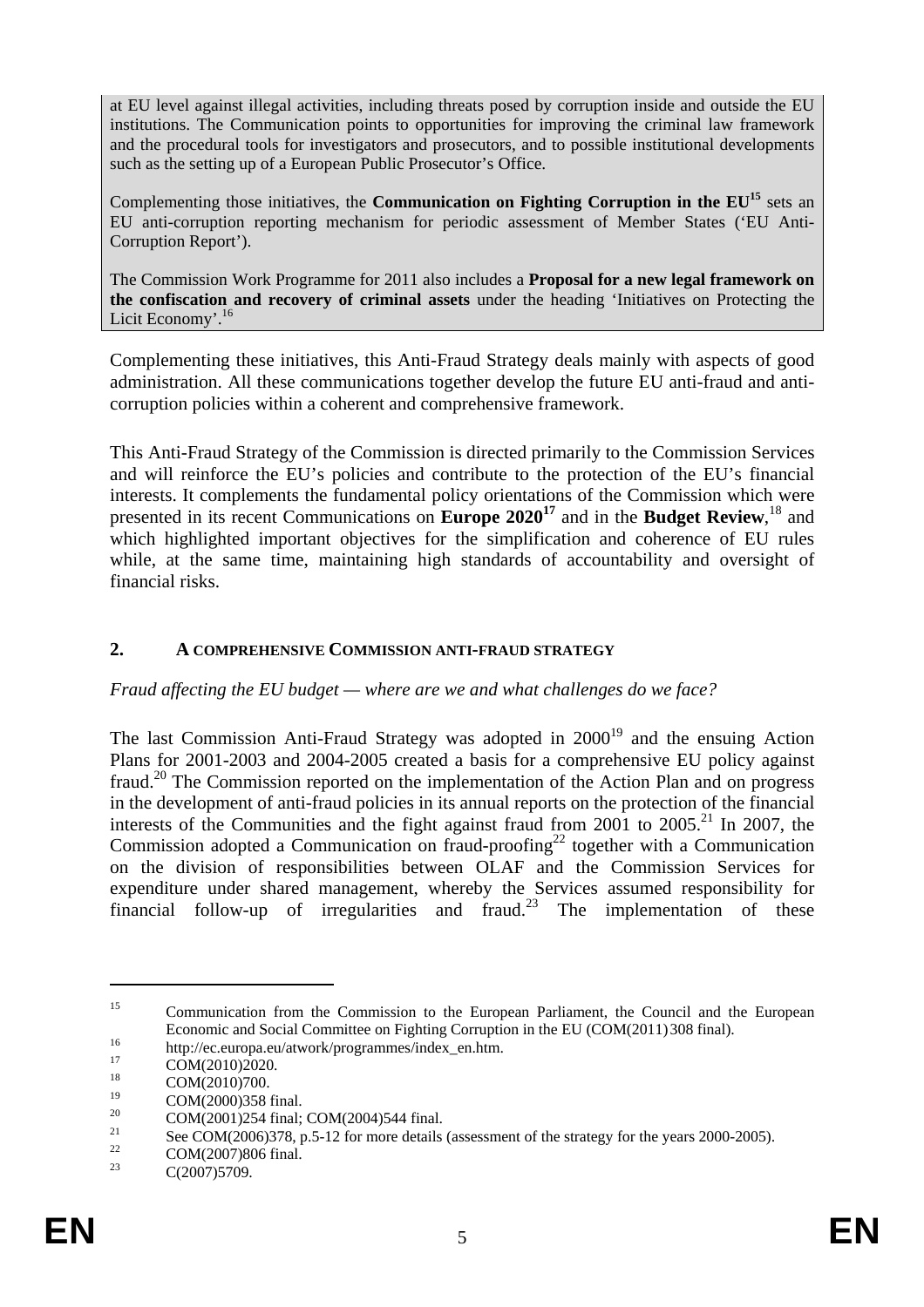at EU level against illegal activities, including threats posed by corruption inside and outside the EU institutions. The Communication points to opportunities for improving the criminal law framework and the procedural tools for investigators and prosecutors, and to possible institutional developments such as the setting up of a European Public Prosecutor's Office.

Complementing those initiatives, the **Communication on Fighting Corruption in the EU**[15] sets an EU anti-corruption reporting mechanism for periodic assessment of Member States ('EU Anti-Corruption Report').

The Commission Work Programme for 2011 also includes a **Proposal for a new legal framework on the confiscation and recovery of criminal assets** under the heading 'Initiatives on Protecting the Licit Economy'.[16]

Complementing these initiatives, this Anti-Fraud Strategy deals mainly with aspects of good administration. All these communications together develop the future EU anti-fraud and anti-corruption policies within a coherent and comprehensive framework.

This Anti-Fraud Strategy of the Commission is directed primarily to the Commission Services and will reinforce the EU's policies and contribute to the protection of the EU's financial interests. It complements the fundamental policy orientations of the Commission which were presented in its recent Communications on **Europe 2020**[17] and in the **Budget Review**,[18] and which highlighted important objectives for the simplification and coherence of EU rules while, at the same time, maintaining high standards of accountability and oversight of financial risks.

## 2. A COMPREHENSIVE COMMISSION ANTI-FRAUD STRATEGY

*Fraud affecting the EU budget — where are we and what challenges do we face?*

The last Commission Anti-Fraud Strategy was adopted in 2000[19] and the ensuing Action Plans for 2001-2003 and 2004-2005 created a basis for a comprehensive EU policy against fraud.[20] The Commission reported on the implementation of the Action Plan and on progress in the development of anti-fraud policies in its annual reports on the protection of the financial interests of the Communities and the fight against fraud from 2001 to 2005.[21] In 2007, the Commission adopted a Communication on fraud-proofing[22] together with a Communication on the division of responsibilities between OLAF and the Commission Services for expenditure under shared management, whereby the Services assumed responsibility for financial follow-up of irregularities and fraud.[23] The implementation of these

---

[15] Communication from the Commission to the European Parliament, the Council and the European Economic and Social Committee on Fighting Corruption in the EU (COM(2011) 308 final).

[16] http://ec.europa.eu/atwork/programmes/index_en.htm.

[17] COM(2010)2020.

[18] COM(2010)700.

[19] COM(2000)358 final.

[20] COM(2001)254 final; COM(2004)544 final.

[21] See COM(2006)378, p.5-12 for more details (assessment of the strategy for the years 2000-2005).

[22] COM(2007)806 final.

[23] C(2007)5709.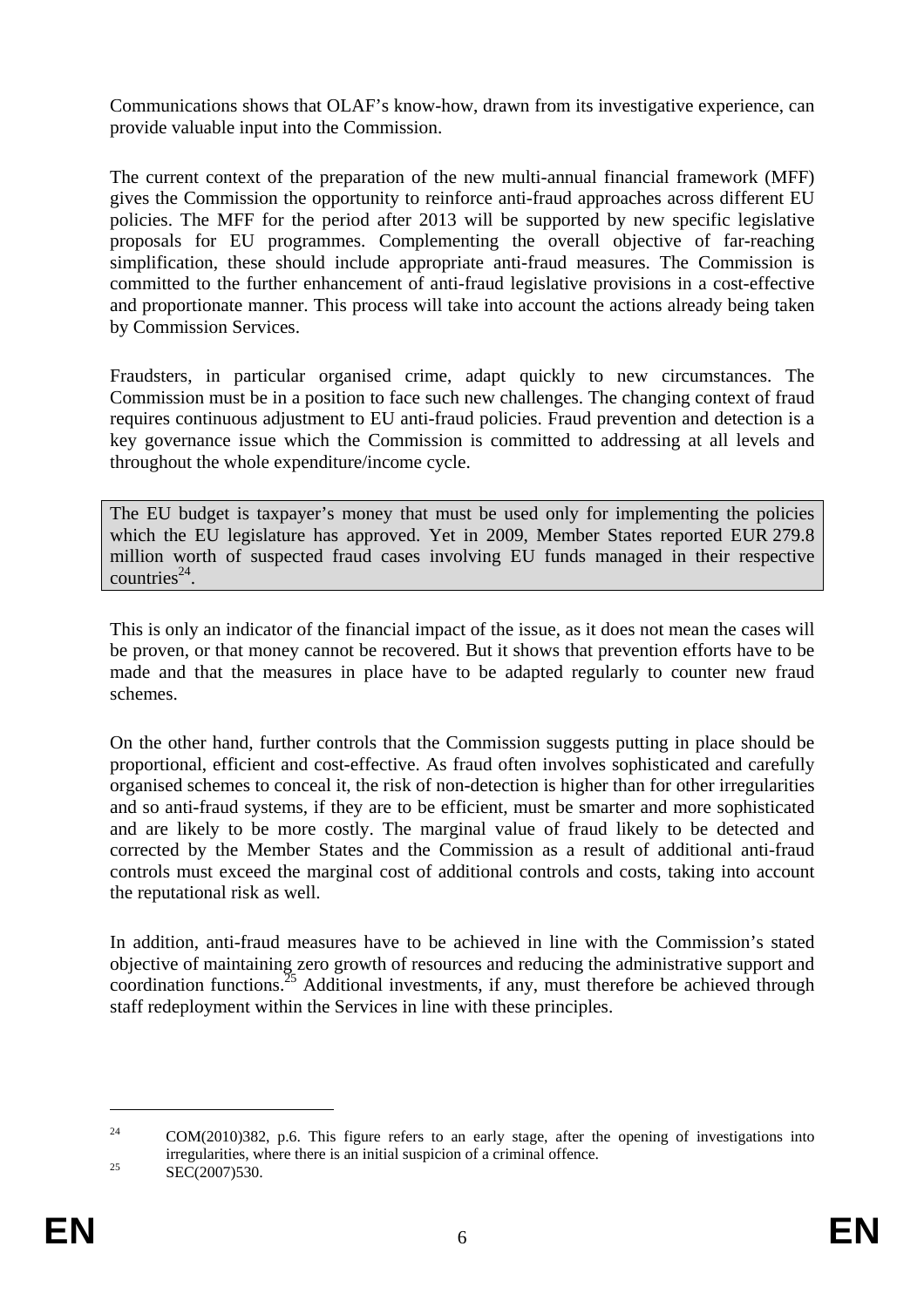Communications shows that OLAF's know-how, drawn from its investigative experience, can provide valuable input into the Commission.

The current context of the preparation of the new multi-annual financial framework (MFF) gives the Commission the opportunity to reinforce anti-fraud approaches across different EU policies. The MFF for the period after 2013 will be supported by new specific legislative proposals for EU programmes. Complementing the overall objective of far-reaching simplification, these should include appropriate anti-fraud measures. The Commission is committed to the further enhancement of anti-fraud legislative provisions in a cost-effective and proportionate manner. This process will take into account the actions already being taken by Commission Services.

Fraudsters, in particular organised crime, adapt quickly to new circumstances. The Commission must be in a position to face such new challenges. The changing context of fraud requires continuous adjustment to EU anti-fraud policies. Fraud prevention and detection is a key governance issue which the Commission is committed to addressing at all levels and throughout the whole expenditure/income cycle.

> The EU budget is taxpayer's money that must be used only for implementing the policies which the EU legislature has approved. Yet in 2009, Member States reported EUR 279.8 million worth of suspected fraud cases involving EU funds managed in their respective countries[24].

This is only an indicator of the financial impact of the issue, as it does not mean the cases will be proven, or that money cannot be recovered. But it shows that prevention efforts have to be made and that the measures in place have to be adapted regularly to counter new fraud schemes.

On the other hand, further controls that the Commission suggests putting in place should be proportional, efficient and cost-effective. As fraud often involves sophisticated and carefully organised schemes to conceal it, the risk of non-detection is higher than for other irregularities and so anti-fraud systems, if they are to be efficient, must be smarter and more sophisticated and are likely to be more costly. The marginal value of fraud likely to be detected and corrected by the Member States and the Commission as a result of additional anti-fraud controls must exceed the marginal cost of additional controls and costs, taking into account the reputational risk as well.

In addition, anti-fraud measures have to be achieved in line with the Commission's stated objective of maintaining zero growth of resources and reducing the administrative support and coordination functions.[25] Additional investments, if any, must therefore be achieved through staff redeployment within the Services in line with these principles.

---

[24] COM(2010)382, p.6. This figure refers to an early stage, after the opening of investigations into irregularities, where there is an initial suspicion of a criminal offence.

[25] SEC(2007)530.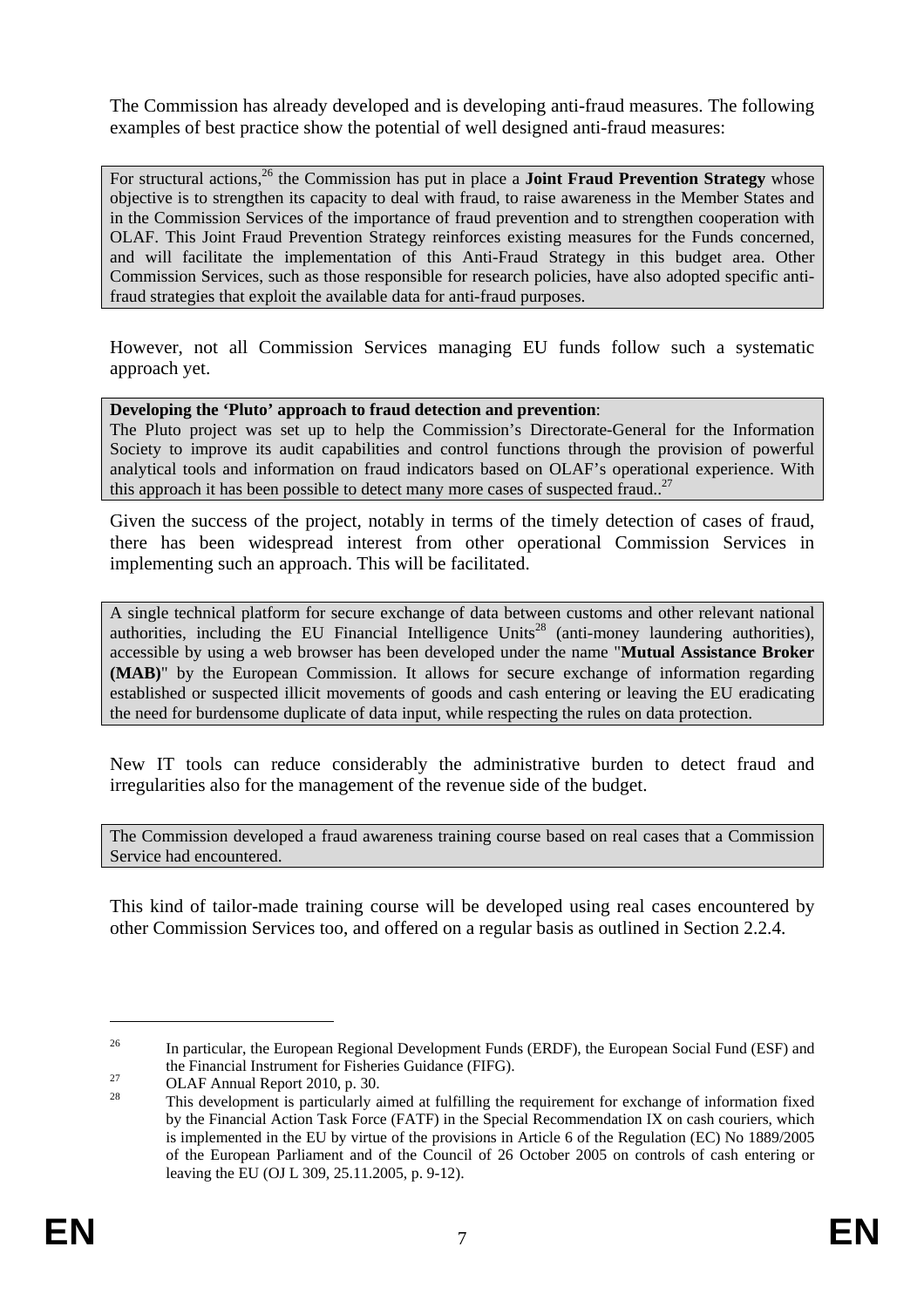The Commission has already developed and is developing anti-fraud measures. The following examples of best practice show the potential of well designed anti-fraud measures:

For structural actions,[26] the Commission has put in place a **Joint Fraud Prevention Strategy** whose objective is to strengthen its capacity to deal with fraud, to raise awareness in the Member States and in the Commission Services of the importance of fraud prevention and to strengthen cooperation with OLAF. This Joint Fraud Prevention Strategy reinforces existing measures for the Funds concerned, and will facilitate the implementation of this Anti-Fraud Strategy in this budget area. Other Commission Services, such as those responsible for research policies, have also adopted specific anti-fraud strategies that exploit the available data for anti-fraud purposes.

However, not all Commission Services managing EU funds follow such a systematic approach yet.

**Developing the 'Pluto' approach to fraud detection and prevention**:
The Pluto project was set up to help the Commission's Directorate-General for the Information Society to improve its audit capabilities and control functions through the provision of powerful analytical tools and information on fraud indicators based on OLAF's operational experience. With this approach it has been possible to detect many more cases of suspected fraud..[27]

Given the success of the project, notably in terms of the timely detection of cases of fraud, there has been widespread interest from other operational Commission Services in implementing such an approach. This will be facilitated.

A single technical platform for secure exchange of data between customs and other relevant national authorities, including the EU Financial Intelligence Units[28] (anti-money laundering authorities), accessible by using a web browser has been developed under the name "**Mutual Assistance Broker (MAB)**" by the European Commission. It allows for secure exchange of information regarding established or suspected illicit movements of goods and cash entering or leaving the EU eradicating the need for burdensome duplicate of data input, while respecting the rules on data protection.

New IT tools can reduce considerably the administrative burden to detect fraud and irregularities also for the management of the revenue side of the budget.

The Commission developed a fraud awareness training course based on real cases that a Commission Service had encountered.

This kind of tailor-made training course will be developed using real cases encountered by other Commission Services too, and offered on a regular basis as outlined in Section 2.2.4.

---

[26] In particular, the European Regional Development Funds (ERDF), the European Social Fund (ESF) and the Financial Instrument for Fisheries Guidance (FIFG).

[27] OLAF Annual Report 2010, p. 30.

[28] This development is particularly aimed at fulfilling the requirement for exchange of information fixed by the Financial Action Task Force (FATF) in the Special Recommendation IX on cash couriers, which is implemented in the EU by virtue of the provisions in Article 6 of the Regulation (EC) No 1889/2005 of the European Parliament and of the Council of 26 October 2005 on controls of cash entering or leaving the EU (OJ L 309, 25.11.2005, p. 9-12).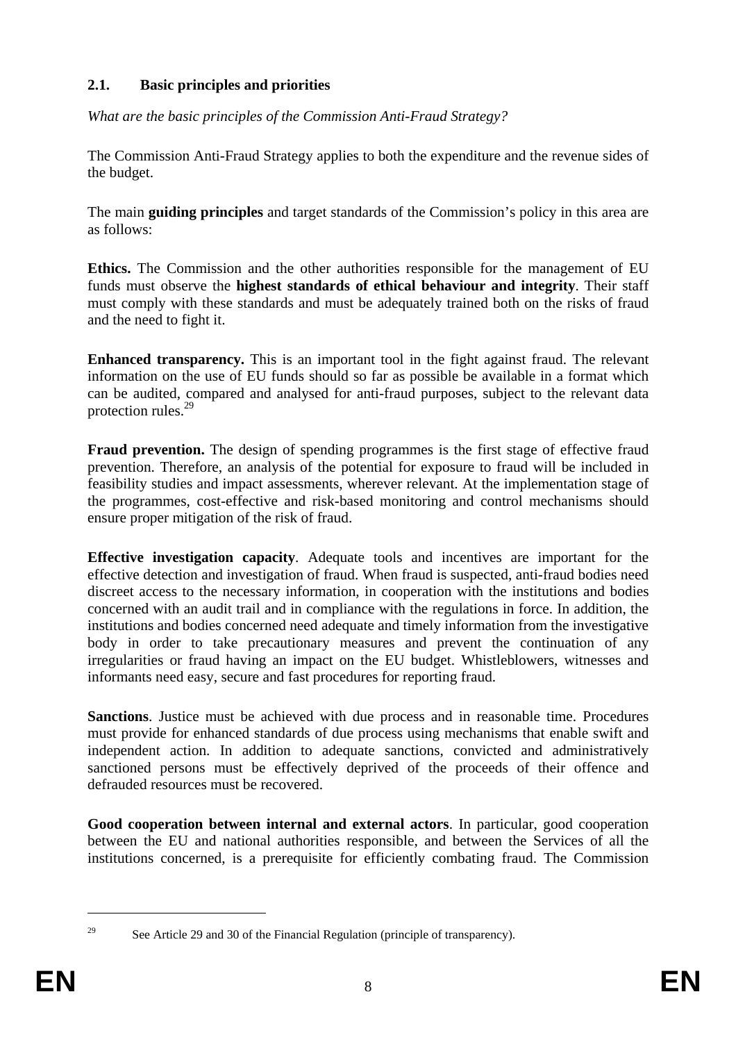## 2.1. Basic principles and priorities

*What are the basic principles of the Commission Anti-Fraud Strategy?*

The Commission Anti-Fraud Strategy applies to both the expenditure and the revenue sides of the budget.

The main **guiding principles** and target standards of the Commission's policy in this area are as follows:

**Ethics.** The Commission and the other authorities responsible for the management of EU funds must observe the **highest standards of ethical behaviour and integrity**. Their staff must comply with these standards and must be adequately trained both on the risks of fraud and the need to fight it.

**Enhanced transparency.** This is an important tool in the fight against fraud. The relevant information on the use of EU funds should so far as possible be available in a format which can be audited, compared and analysed for anti-fraud purposes, subject to the relevant data protection rules.[29]

**Fraud prevention.** The design of spending programmes is the first stage of effective fraud prevention. Therefore, an analysis of the potential for exposure to fraud will be included in feasibility studies and impact assessments, wherever relevant. At the implementation stage of the programmes, cost-effective and risk-based monitoring and control mechanisms should ensure proper mitigation of the risk of fraud.

**Effective investigation capacity**. Adequate tools and incentives are important for the effective detection and investigation of fraud. When fraud is suspected, anti-fraud bodies need discreet access to the necessary information, in cooperation with the institutions and bodies concerned with an audit trail and in compliance with the regulations in force. In addition, the institutions and bodies concerned need adequate and timely information from the investigative body in order to take precautionary measures and prevent the continuation of any irregularities or fraud having an impact on the EU budget. Whistleblowers, witnesses and informants need easy, secure and fast procedures for reporting fraud.

**Sanctions**. Justice must be achieved with due process and in reasonable time. Procedures must provide for enhanced standards of due process using mechanisms that enable swift and independent action. In addition to adequate sanctions, convicted and administratively sanctioned persons must be effectively deprived of the proceeds of their offence and defrauded resources must be recovered.

**Good cooperation between internal and external actors**. In particular, good cooperation between the EU and national authorities responsible, and between the Services of all the institutions concerned, is a prerequisite for efficiently combating fraud. The Commission

---

[29] See Article 29 and 30 of the Financial Regulation (principle of transparency).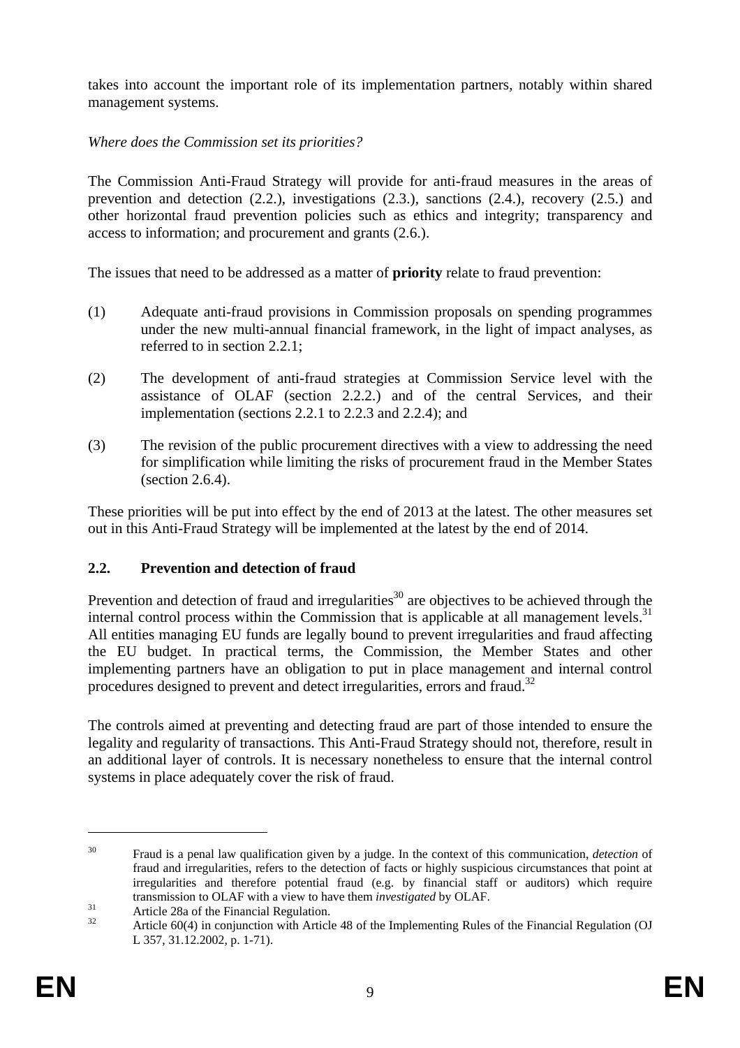takes into account the important role of its implementation partners, notably within shared management systems.

*Where does the Commission set its priorities?*

The Commission Anti-Fraud Strategy will provide for anti-fraud measures in the areas of prevention and detection (2.2.), investigations (2.3.), sanctions (2.4.), recovery (2.5.) and other horizontal fraud prevention policies such as ethics and integrity; transparency and access to information; and procurement and grants (2.6.).

The issues that need to be addressed as a matter of **priority** relate to fraud prevention:

(1) Adequate anti-fraud provisions in Commission proposals on spending programmes under the new multi-annual financial framework, in the light of impact analyses, as referred to in section 2.2.1;

(2) The development of anti-fraud strategies at Commission Service level with the assistance of OLAF (section 2.2.2.) and of the central Services, and their implementation (sections 2.2.1 to 2.2.3 and 2.2.4); and

(3) The revision of the public procurement directives with a view to addressing the need for simplification while limiting the risks of procurement fraud in the Member States (section 2.6.4).

These priorities will be put into effect by the end of 2013 at the latest. The other measures set out in this Anti-Fraud Strategy will be implemented at the latest by the end of 2014.

## 2.2. Prevention and detection of fraud

Prevention and detection of fraud and irregularities[30] are objectives to be achieved through the internal control process within the Commission that is applicable at all management levels.[31] All entities managing EU funds are legally bound to prevent irregularities and fraud affecting the EU budget. In practical terms, the Commission, the Member States and other implementing partners have an obligation to put in place management and internal control procedures designed to prevent and detect irregularities, errors and fraud.[32]

The controls aimed at preventing and detecting fraud are part of those intended to ensure the legality and regularity of transactions. This Anti-Fraud Strategy should not, therefore, result in an additional layer of controls. It is necessary nonetheless to ensure that the internal control systems in place adequately cover the risk of fraud.

---

[30] Fraud is a penal law qualification given by a judge. In the context of this communication, *detection* of fraud and irregularities, refers to the detection of facts or highly suspicious circumstances that point at irregularities and therefore potential fraud (e.g. by financial staff or auditors) which require transmission to OLAF with a view to have them *investigated* by OLAF.

[31] Article 28a of the Financial Regulation.

[32] Article 60(4) in conjunction with Article 48 of the Implementing Rules of the Financial Regulation (OJ L 357, 31.12.2002, p. 1-71).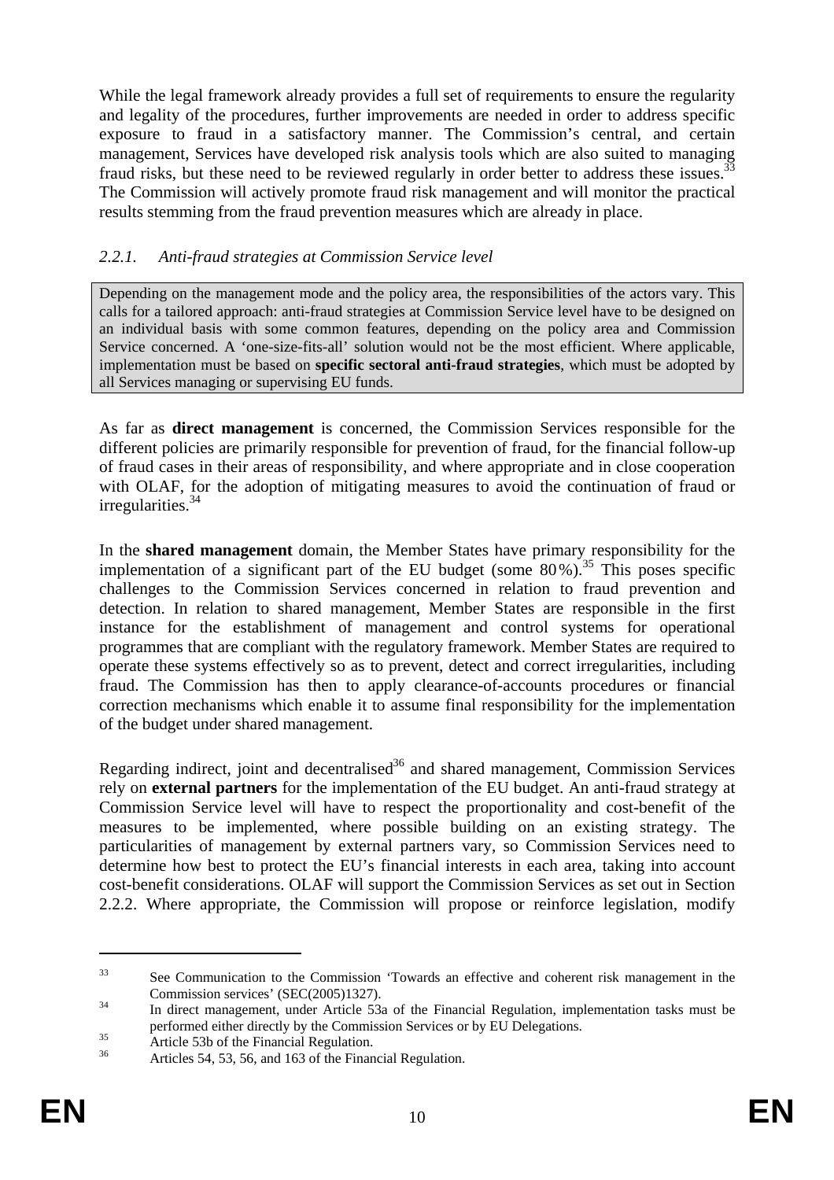While the legal framework already provides a full set of requirements to ensure the regularity and legality of the procedures, further improvements are needed in order to address specific exposure to fraud in a satisfactory manner. The Commission's central, and certain management, Services have developed risk analysis tools which are also suited to managing fraud risks, but these need to be reviewed regularly in order better to address these issues.[33] The Commission will actively promote fraud risk management and will monitor the practical results stemming from the fraud prevention measures which are already in place.

### *2.2.1. Anti-fraud strategies at Commission Service level*

Depending on the management mode and the policy area, the responsibilities of the actors vary. This calls for a tailored approach: anti-fraud strategies at Commission Service level have to be designed on an individual basis with some common features, depending on the policy area and Commission Service concerned. A 'one-size-fits-all' solution would not be the most efficient. Where applicable, implementation must be based on **specific sectoral anti-fraud strategies**, which must be adopted by all Services managing or supervising EU funds.

As far as **direct management** is concerned, the Commission Services responsible for the different policies are primarily responsible for prevention of fraud, for the financial follow-up of fraud cases in their areas of responsibility, and where appropriate and in close cooperation with OLAF, for the adoption of mitigating measures to avoid the continuation of fraud or irregularities.[34]

In the **shared management** domain, the Member States have primary responsibility for the implementation of a significant part of the EU budget (some 80 %).[35] This poses specific challenges to the Commission Services concerned in relation to fraud prevention and detection. In relation to shared management, Member States are responsible in the first instance for the establishment of management and control systems for operational programmes that are compliant with the regulatory framework. Member States are required to operate these systems effectively so as to prevent, detect and correct irregularities, including fraud. The Commission has then to apply clearance-of-accounts procedures or financial correction mechanisms which enable it to assume final responsibility for the implementation of the budget under shared management.

Regarding indirect, joint and decentralised[36] and shared management, Commission Services rely on **external partners** for the implementation of the EU budget. An anti-fraud strategy at Commission Service level will have to respect the proportionality and cost-benefit of the measures to be implemented, where possible building on an existing strategy. The particularities of management by external partners vary, so Commission Services need to determine how best to protect the EU's financial interests in each area, taking into account cost-benefit considerations. OLAF will support the Commission Services as set out in Section 2.2.2. Where appropriate, the Commission will propose or reinforce legislation, modify

---

[33] See Communication to the Commission 'Towards an effective and coherent risk management in the Commission services' (SEC(2005)1327).

[34] In direct management, under Article 53a of the Financial Regulation, implementation tasks must be performed either directly by the Commission Services or by EU Delegations.

[35] Article 53b of the Financial Regulation.

[36] Articles 54, 53, 56, and 163 of the Financial Regulation.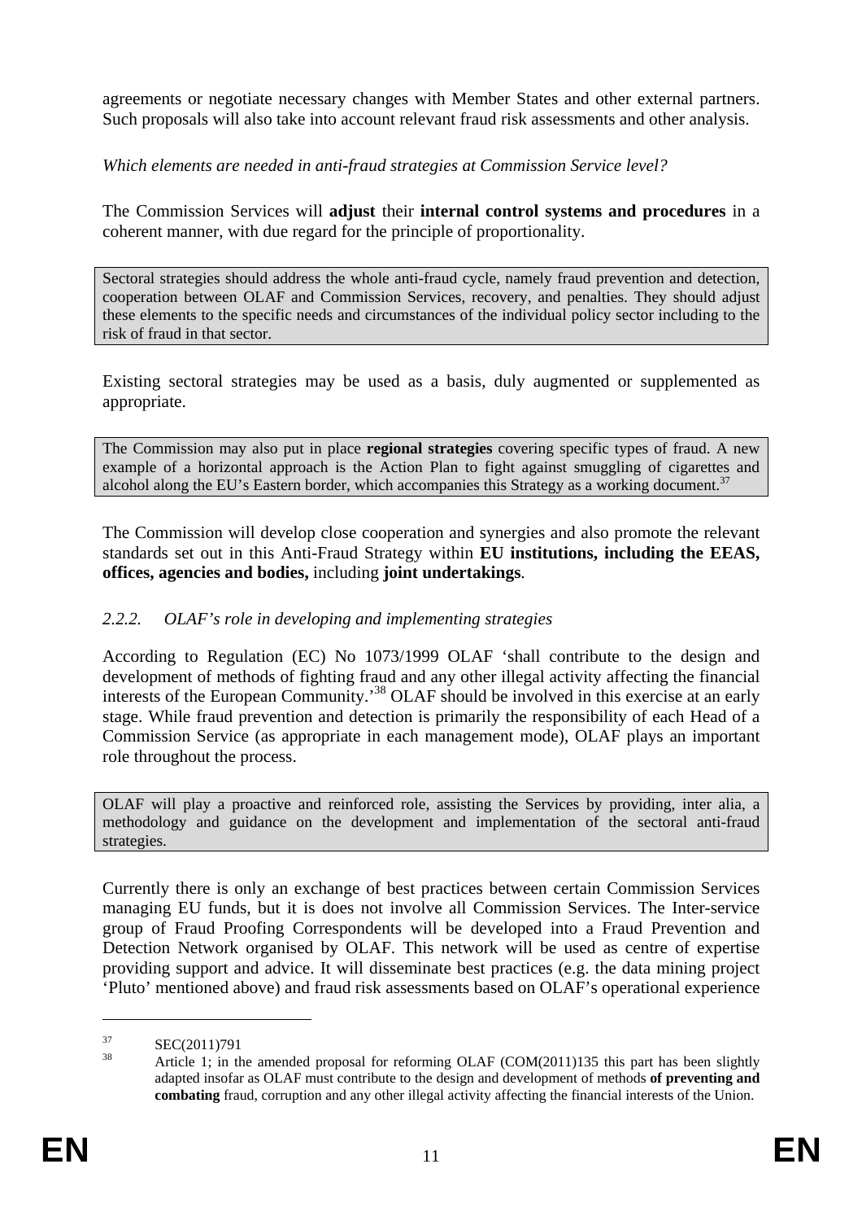agreements or negotiate necessary changes with Member States and other external partners. Such proposals will also take into account relevant fraud risk assessments and other analysis.

*Which elements are needed in anti-fraud strategies at Commission Service level?*

The Commission Services will **adjust** their **internal control systems and procedures** in a coherent manner, with due regard for the principle of proportionality.

> Sectoral strategies should address the whole anti-fraud cycle, namely fraud prevention and detection, cooperation between OLAF and Commission Services, recovery, and penalties. They should adjust these elements to the specific needs and circumstances of the individual policy sector including to the risk of fraud in that sector.

Existing sectoral strategies may be used as a basis, duly augmented or supplemented as appropriate.

> The Commission may also put in place **regional strategies** covering specific types of fraud. A new example of a horizontal approach is the Action Plan to fight against smuggling of cigarettes and alcohol along the EU's Eastern border, which accompanies this Strategy as a working document.[37]

The Commission will develop close cooperation and synergies and also promote the relevant standards set out in this Anti-Fraud Strategy within **EU institutions, including the EEAS, offices, agencies and bodies,** including **joint undertakings**.

### *2.2.2. OLAF's role in developing and implementing strategies*

According to Regulation (EC) No 1073/1999 OLAF 'shall contribute to the design and development of methods of fighting fraud and any other illegal activity affecting the financial interests of the European Community.'[38] OLAF should be involved in this exercise at an early stage. While fraud prevention and detection is primarily the responsibility of each Head of a Commission Service (as appropriate in each management mode), OLAF plays an important role throughout the process.

> OLAF will play a proactive and reinforced role, assisting the Services by providing, inter alia, a methodology and guidance on the development and implementation of the sectoral anti-fraud strategies.

Currently there is only an exchange of best practices between certain Commission Services managing EU funds, but it is does not involve all Commission Services. The Inter-service group of Fraud Proofing Correspondents will be developed into a Fraud Prevention and Detection Network organised by OLAF. This network will be used as centre of expertise providing support and advice. It will disseminate best practices (e.g. the data mining project 'Pluto' mentioned above) and fraud risk assessments based on OLAF's operational experience

---

[37] SEC(2011)791

[38] Article 1; in the amended proposal for reforming OLAF (COM(2011)135 this part has been slightly adapted insofar as OLAF must contribute to the design and development of methods **of preventing and combating** fraud, corruption and any other illegal activity affecting the financial interests of the Union.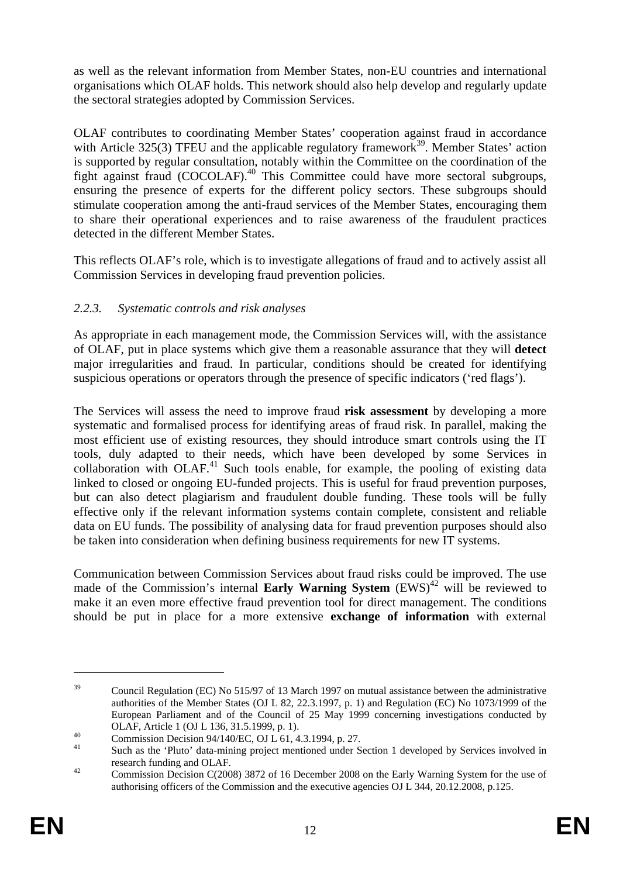as well as the relevant information from Member States, non-EU countries and international organisations which OLAF holds. This network should also help develop and regularly update the sectoral strategies adopted by Commission Services.

OLAF contributes to coordinating Member States' cooperation against fraud in accordance with Article 325(3) TFEU and the applicable regulatory framework[39]. Member States' action is supported by regular consultation, notably within the Committee on the coordination of the fight against fraud (COCOLAF).[40] This Committee could have more sectoral subgroups, ensuring the presence of experts for the different policy sectors. These subgroups should stimulate cooperation among the anti-fraud services of the Member States, encouraging them to share their operational experiences and to raise awareness of the fraudulent practices detected in the different Member States.

This reflects OLAF's role, which is to investigate allegations of fraud and to actively assist all Commission Services in developing fraud prevention policies.

### *2.2.3. Systematic controls and risk analyses*

As appropriate in each management mode, the Commission Services will, with the assistance of OLAF, put in place systems which give them a reasonable assurance that they will **detect** major irregularities and fraud. In particular, conditions should be created for identifying suspicious operations or operators through the presence of specific indicators ('red flags').

The Services will assess the need to improve fraud **risk assessment** by developing a more systematic and formalised process for identifying areas of fraud risk. In parallel, making the most efficient use of existing resources, they should introduce smart controls using the IT tools, duly adapted to their needs, which have been developed by some Services in collaboration with OLAF.[41] Such tools enable, for example, the pooling of existing data linked to closed or ongoing EU-funded projects. This is useful for fraud prevention purposes, but can also detect plagiarism and fraudulent double funding. These tools will be fully effective only if the relevant information systems contain complete, consistent and reliable data on EU funds. The possibility of analysing data for fraud prevention purposes should also be taken into consideration when defining business requirements for new IT systems.

Communication between Commission Services about fraud risks could be improved. The use made of the Commission's internal **Early Warning System** (EWS)[42] will be reviewed to make it an even more effective fraud prevention tool for direct management. The conditions should be put in place for a more extensive **exchange of information** with external

---

[39] Council Regulation (EC) No 515/97 of 13 March 1997 on mutual assistance between the administrative authorities of the Member States (OJ L 82, 22.3.1997, p. 1) and Regulation (EC) No 1073/1999 of the European Parliament and of the Council of 25 May 1999 concerning investigations conducted by OLAF, Article 1 (OJ L 136, 31.5.1999, p. 1).

[40] Commission Decision 94/140/EC, OJ L 61, 4.3.1994, p. 27.

[41] Such as the 'Pluto' data-mining project mentioned under Section 1 developed by Services involved in research funding and OLAF.

[42] Commission Decision C(2008) 3872 of 16 December 2008 on the Early Warning System for the use of authorising officers of the Commission and the executive agencies OJ L 344, 20.12.2008, p.125.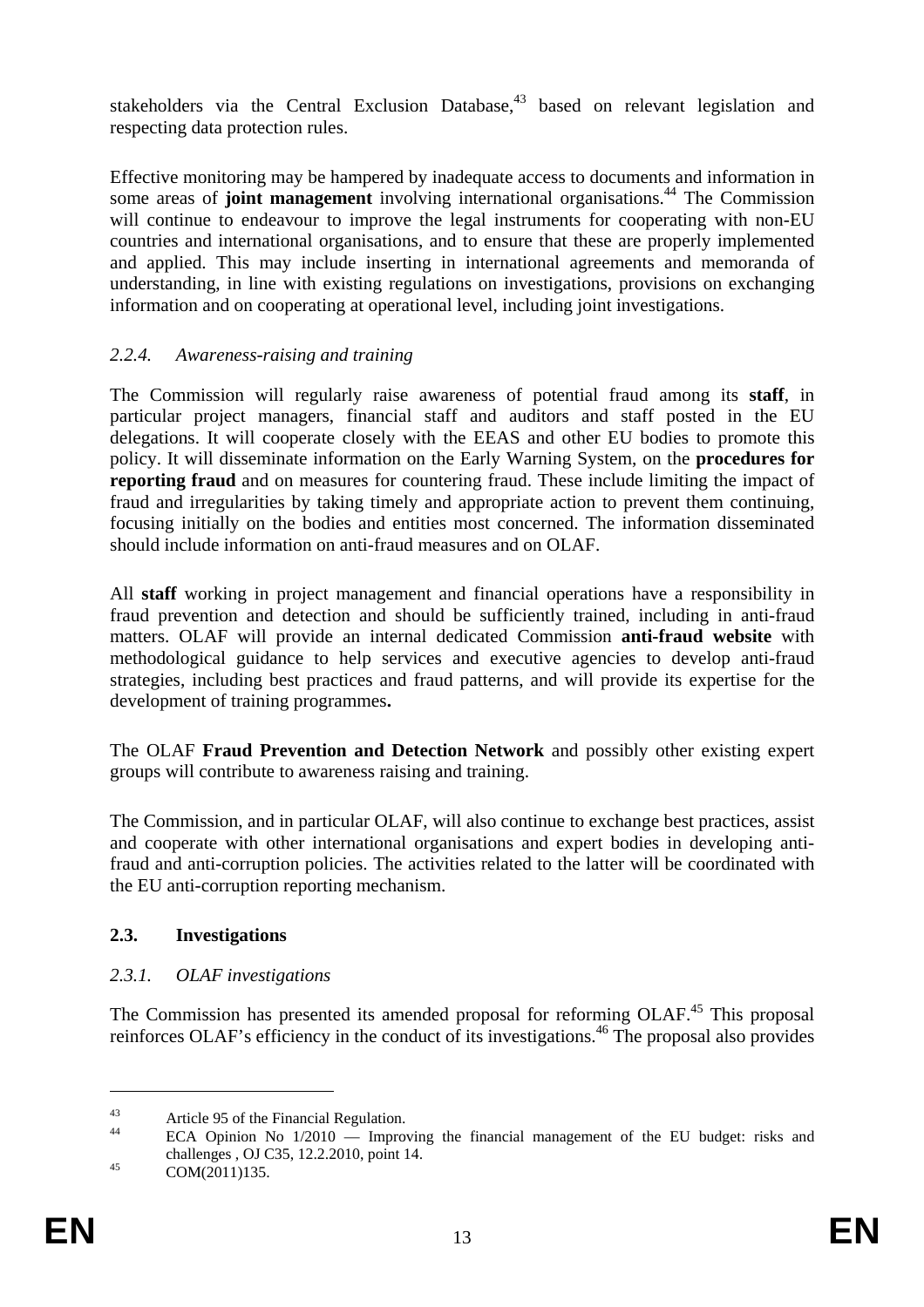stakeholders via the Central Exclusion Database,[43] based on relevant legislation and respecting data protection rules.

Effective monitoring may be hampered by inadequate access to documents and information in some areas of **joint management** involving international organisations.[44] The Commission will continue to endeavour to improve the legal instruments for cooperating with non-EU countries and international organisations, and to ensure that these are properly implemented and applied. This may include inserting in international agreements and memoranda of understanding, in line with existing regulations on investigations, provisions on exchanging information and on cooperating at operational level, including joint investigations.

### *2.2.4. Awareness-raising and training*

The Commission will regularly raise awareness of potential fraud among its **staff**, in particular project managers, financial staff and auditors and staff posted in the EU delegations. It will cooperate closely with the EEAS and other EU bodies to promote this policy. It will disseminate information on the Early Warning System, on the **procedures for reporting fraud** and on measures for countering fraud. These include limiting the impact of fraud and irregularities by taking timely and appropriate action to prevent them continuing, focusing initially on the bodies and entities most concerned. The information disseminated should include information on anti-fraud measures and on OLAF.

All **staff** working in project management and financial operations have a responsibility in fraud prevention and detection and should be sufficiently trained, including in anti-fraud matters. OLAF will provide an internal dedicated Commission **anti-fraud website** with methodological guidance to help services and executive agencies to develop anti-fraud strategies, including best practices and fraud patterns, and will provide its expertise for the development of training programmes**.**

The OLAF **Fraud Prevention and Detection Network** and possibly other existing expert groups will contribute to awareness raising and training.

The Commission, and in particular OLAF, will also continue to exchange best practices, assist and cooperate with other international organisations and expert bodies in developing anti-fraud and anti-corruption policies. The activities related to the latter will be coordinated with the EU anti-corruption reporting mechanism.

## **2.3. Investigations**

### *2.3.1. OLAF investigations*

The Commission has presented its amended proposal for reforming OLAF.[45] This proposal reinforces OLAF's efficiency in the conduct of its investigations.[46] The proposal also provides

---

[43] Article 95 of the Financial Regulation.

[44] ECA Opinion No 1/2010 — Improving the financial management of the EU budget: risks and challenges , OJ C35, 12.2.2010, point 14.

[45] COM(2011)135.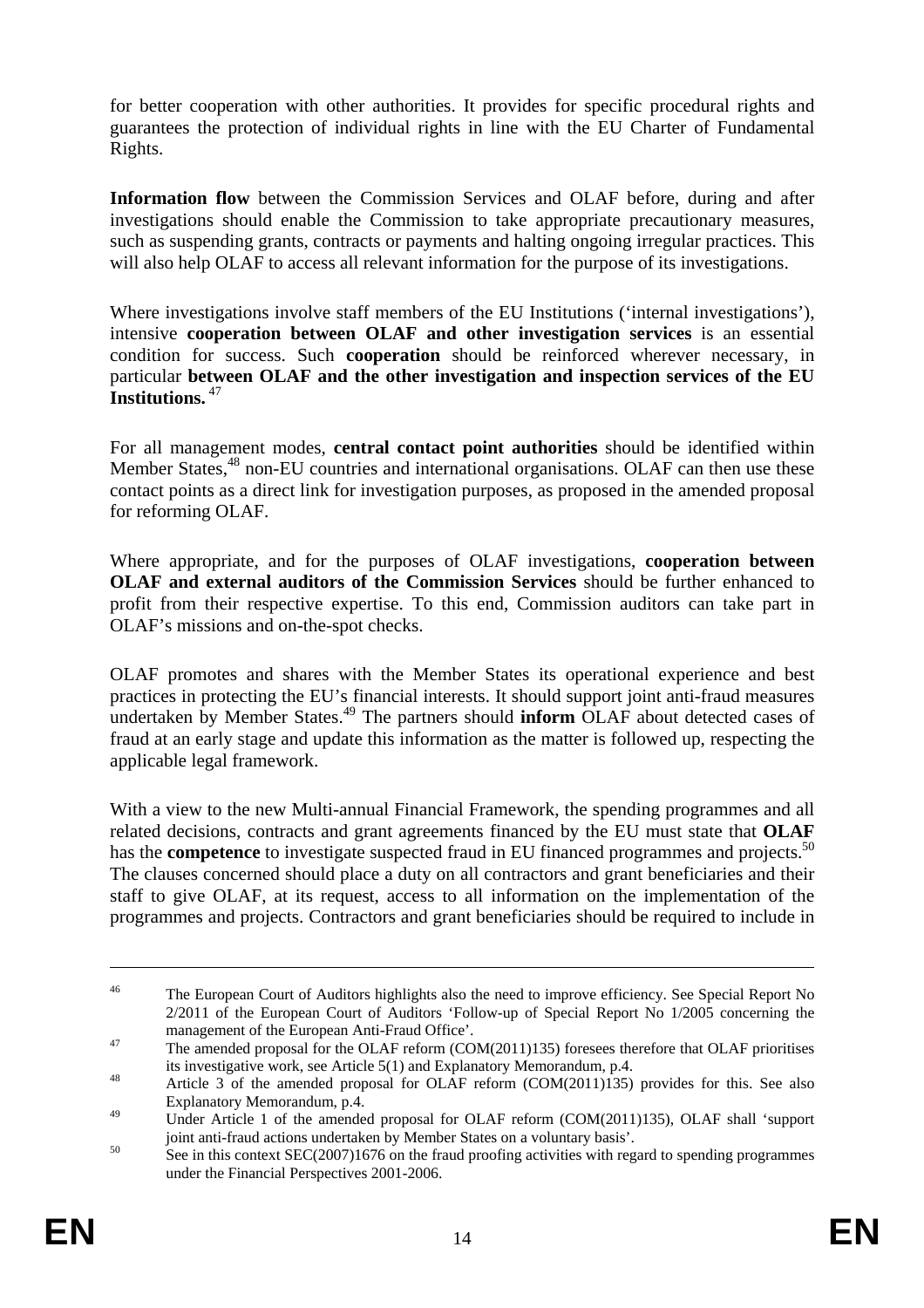for better cooperation with other authorities. It provides for specific procedural rights and guarantees the protection of individual rights in line with the EU Charter of Fundamental Rights.

**Information flow** between the Commission Services and OLAF before, during and after investigations should enable the Commission to take appropriate precautionary measures, such as suspending grants, contracts or payments and halting ongoing irregular practices. This will also help OLAF to access all relevant information for the purpose of its investigations.

Where investigations involve staff members of the EU Institutions ('internal investigations'), intensive **cooperation between OLAF and other investigation services** is an essential condition for success. Such **cooperation** should be reinforced wherever necessary, in particular **between OLAF and the other investigation and inspection services of the EU Institutions.** [47]

For all management modes, **central contact point authorities** should be identified within Member States,[48] non-EU countries and international organisations. OLAF can then use these contact points as a direct link for investigation purposes, as proposed in the amended proposal for reforming OLAF.

Where appropriate, and for the purposes of OLAF investigations, **cooperation between OLAF and external auditors of the Commission Services** should be further enhanced to profit from their respective expertise. To this end, Commission auditors can take part in OLAF's missions and on-the-spot checks.

OLAF promotes and shares with the Member States its operational experience and best practices in protecting the EU's financial interests. It should support joint anti-fraud measures undertaken by Member States.[49] The partners should **inform** OLAF about detected cases of fraud at an early stage and update this information as the matter is followed up, respecting the applicable legal framework.

With a view to the new Multi-annual Financial Framework, the spending programmes and all related decisions, contracts and grant agreements financed by the EU must state that **OLAF** has the **competence** to investigate suspected fraud in EU financed programmes and projects.[50] The clauses concerned should place a duty on all contractors and grant beneficiaries and their staff to give OLAF, at its request, access to all information on the implementation of the programmes and projects. Contractors and grant beneficiaries should be required to include in

---

[46] The European Court of Auditors highlights also the need to improve efficiency. See Special Report No 2/2011 of the European Court of Auditors 'Follow-up of Special Report No 1/2005 concerning the management of the European Anti-Fraud Office'.

[47] The amended proposal for the OLAF reform (COM(2011)135) foresees therefore that OLAF prioritises its investigative work, see Article 5(1) and Explanatory Memorandum, p.4.

[48] Article 3 of the amended proposal for OLAF reform (COM(2011)135) provides for this. See also Explanatory Memorandum, p.4.

[49] Under Article 1 of the amended proposal for OLAF reform (COM(2011)135), OLAF shall 'support joint anti-fraud actions undertaken by Member States on a voluntary basis'.

[50] See in this context SEC(2007)1676 on the fraud proofing activities with regard to spending programmes under the Financial Perspectives 2001-2006.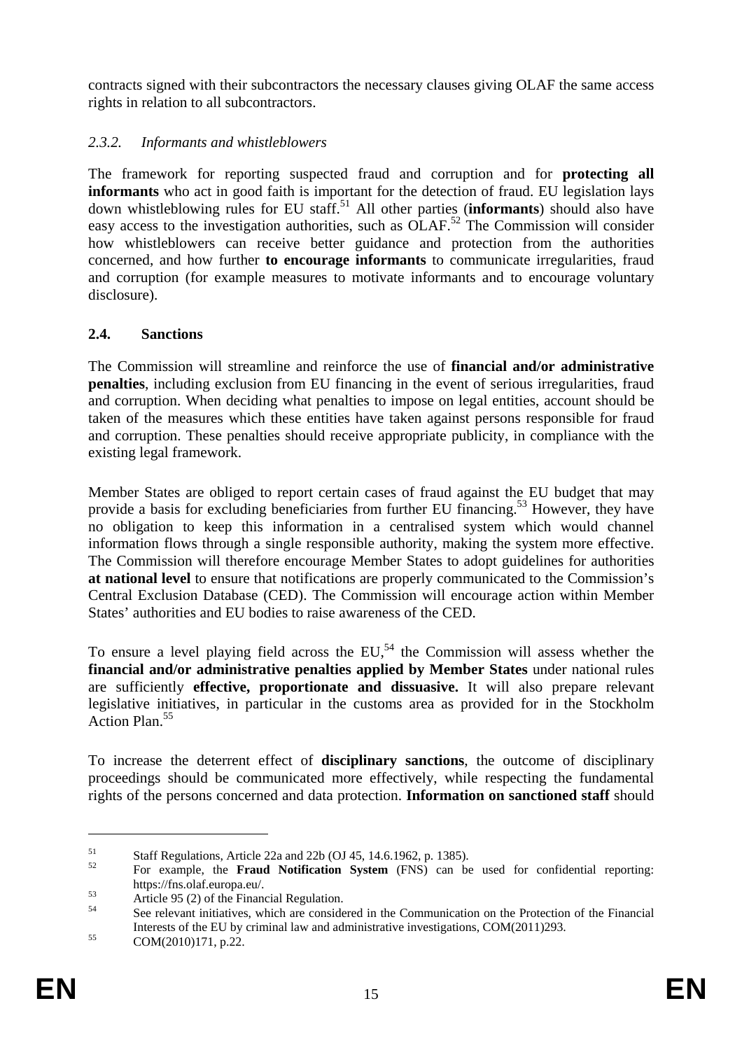contracts signed with their subcontractors the necessary clauses giving OLAF the same access rights in relation to all subcontractors.

### *2.3.2. Informants and whistleblowers*

The framework for reporting suspected fraud and corruption and for **protecting all informants** who act in good faith is important for the detection of fraud. EU legislation lays down whistleblowing rules for EU staff.[51] All other parties (**informants**) should also have easy access to the investigation authorities, such as OLAF.[52] The Commission will consider how whistleblowers can receive better guidance and protection from the authorities concerned, and how further **to encourage informants** to communicate irregularities, fraud and corruption (for example measures to motivate informants and to encourage voluntary disclosure).

## 2.4. Sanctions

The Commission will streamline and reinforce the use of **financial and/or administrative penalties**, including exclusion from EU financing in the event of serious irregularities, fraud and corruption. When deciding what penalties to impose on legal entities, account should be taken of the measures which these entities have taken against persons responsible for fraud and corruption. These penalties should receive appropriate publicity, in compliance with the existing legal framework.

Member States are obliged to report certain cases of fraud against the EU budget that may provide a basis for excluding beneficiaries from further EU financing.[53] However, they have no obligation to keep this information in a centralised system which would channel information flows through a single responsible authority, making the system more effective. The Commission will therefore encourage Member States to adopt guidelines for authorities **at national level** to ensure that notifications are properly communicated to the Commission's Central Exclusion Database (CED). The Commission will encourage action within Member States' authorities and EU bodies to raise awareness of the CED.

To ensure a level playing field across the EU,[54] the Commission will assess whether the **financial and/or administrative penalties applied by Member States** under national rules are sufficiently **effective, proportionate and dissuasive.** It will also prepare relevant legislative initiatives, in particular in the customs area as provided for in the Stockholm Action Plan.[55]

To increase the deterrent effect of **disciplinary sanctions**, the outcome of disciplinary proceedings should be communicated more effectively, while respecting the fundamental rights of the persons concerned and data protection. **Information on sanctioned staff** should

---

[51] Staff Regulations, Article 22a and 22b (OJ 45, 14.6.1962, p. 1385).

[52] For example, the **Fraud Notification System** (FNS) can be used for confidential reporting: https://fns.olaf.europa.eu/.

[53] Article 95 (2) of the Financial Regulation.

[54] See relevant initiatives, which are considered in the Communication on the Protection of the Financial Interests of the EU by criminal law and administrative investigations, COM(2011)293.

[55] COM(2010)171, p.22.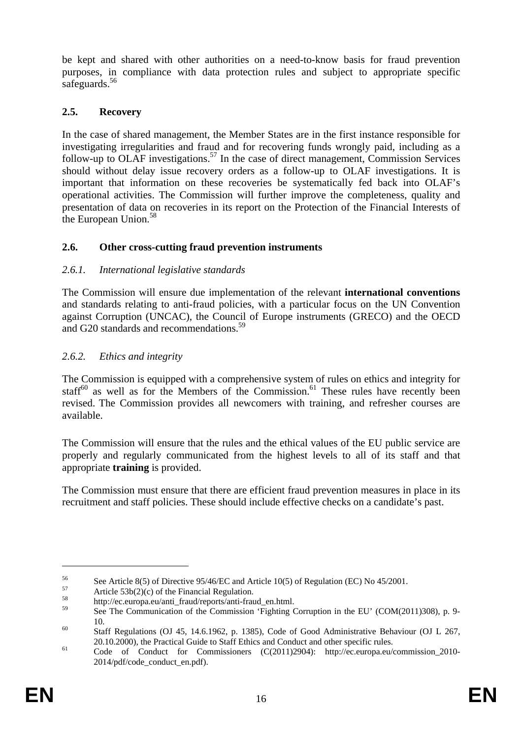be kept and shared with other authorities on a need-to-know basis for fraud prevention purposes, in compliance with data protection rules and subject to appropriate specific safeguards.[56]

## 2.5. Recovery

In the case of shared management, the Member States are in the first instance responsible for investigating irregularities and fraud and for recovering funds wrongly paid, including as a follow-up to OLAF investigations.[57] In the case of direct management, Commission Services should without delay issue recovery orders as a follow-up to OLAF investigations. It is important that information on these recoveries be systematically fed back into OLAF's operational activities. The Commission will further improve the completeness, quality and presentation of data on recoveries in its report on the Protection of the Financial Interests of the European Union.[58]

## 2.6. Other cross-cutting fraud prevention instruments

### *2.6.1. International legislative standards*

The Commission will ensure due implementation of the relevant **international conventions** and standards relating to anti-fraud policies, with a particular focus on the UN Convention against Corruption (UNCAC), the Council of Europe instruments (GRECO) and the OECD and G20 standards and recommendations.[59]

### *2.6.2. Ethics and integrity*

The Commission is equipped with a comprehensive system of rules on ethics and integrity for staff[60] as well as for the Members of the Commission.[61] These rules have recently been revised. The Commission provides all newcomers with training, and refresher courses are available.

The Commission will ensure that the rules and the ethical values of the EU public service are properly and regularly communicated from the highest levels to all of its staff and that appropriate **training** is provided.

The Commission must ensure that there are efficient fraud prevention measures in place in its recruitment and staff policies. These should include effective checks on a candidate's past.

---

[56] See Article 8(5) of Directive 95/46/EC and Article 10(5) of Regulation (EC) No 45/2001.

[57] Article 53b(2)(c) of the Financial Regulation.

[58] http://ec.europa.eu/anti_fraud/reports/anti-fraud_en.html.

[59] See The Communication of the Commission 'Fighting Corruption in the EU' (COM(2011)308), p. 9-10.

[60] Staff Regulations (OJ 45, 14.6.1962, p. 1385), Code of Good Administrative Behaviour (OJ L 267, 20.10.2000), the Practical Guide to Staff Ethics and Conduct and other specific rules.

[61] Code of Conduct for Commissioners (C(2011)2904): http://ec.europa.eu/commission_2010-2014/pdf/code_conduct_en.pdf).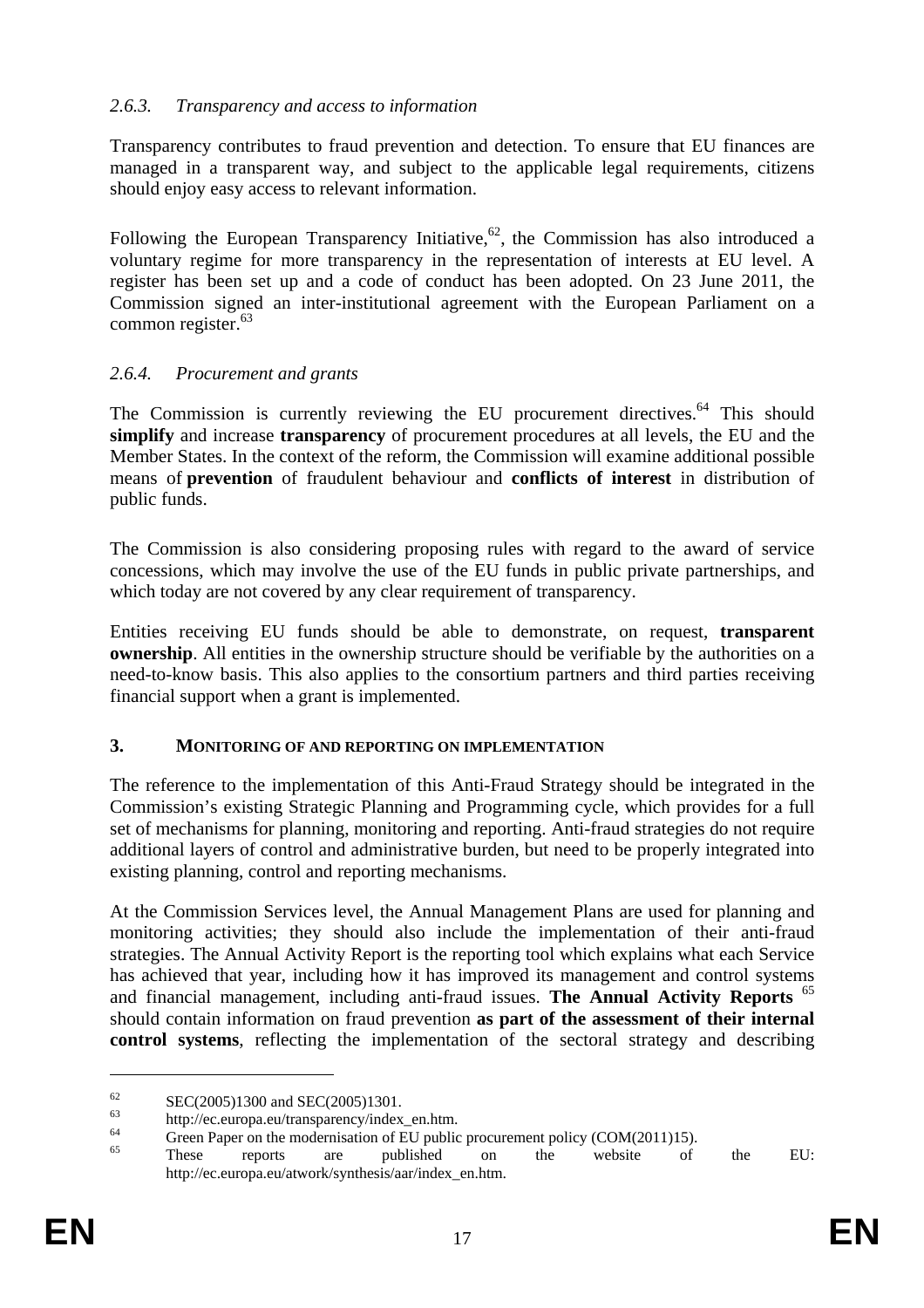### *2.6.3. Transparency and access to information*

Transparency contributes to fraud prevention and detection. To ensure that EU finances are managed in a transparent way, and subject to the applicable legal requirements, citizens should enjoy easy access to relevant information.

Following the European Transparency Initiative,[62], the Commission has also introduced a voluntary regime for more transparency in the representation of interests at EU level. A register has been set up and a code of conduct has been adopted. On 23 June 2011, the Commission signed an inter-institutional agreement with the European Parliament on a common register.[63]

### *2.6.4. Procurement and grants*

The Commission is currently reviewing the EU procurement directives.[64] This should **simplify** and increase **transparency** of procurement procedures at all levels, the EU and the Member States. In the context of the reform, the Commission will examine additional possible means of **prevention** of fraudulent behaviour and **conflicts of interest** in distribution of public funds.

The Commission is also considering proposing rules with regard to the award of service concessions, which may involve the use of the EU funds in public private partnerships, and which today are not covered by any clear requirement of transparency.

Entities receiving EU funds should be able to demonstrate, on request, **transparent ownership**. All entities in the ownership structure should be verifiable by the authorities on a need-to-know basis. This also applies to the consortium partners and third parties receiving financial support when a grant is implemented.

## 3. MONITORING OF AND REPORTING ON IMPLEMENTATION

The reference to the implementation of this Anti-Fraud Strategy should be integrated in the Commission's existing Strategic Planning and Programming cycle, which provides for a full set of mechanisms for planning, monitoring and reporting. Anti-fraud strategies do not require additional layers of control and administrative burden, but need to be properly integrated into existing planning, control and reporting mechanisms.

At the Commission Services level, the Annual Management Plans are used for planning and monitoring activities; they should also include the implementation of their anti-fraud strategies. The Annual Activity Report is the reporting tool which explains what each Service has achieved that year, including how it has improved its management and control systems and financial management, including anti-fraud issues. **The Annual Activity Reports** [65] should contain information on fraud prevention **as part of the assessment of their internal control systems**, reflecting the implementation of the sectoral strategy and describing

---

[62] SEC(2005)1300 and SEC(2005)1301.

[63] http://ec.europa.eu/transparency/index_en.htm.

[64] Green Paper on the modernisation of EU public procurement policy (COM(2011)15).

[65] These reports are published on the website of the EU: http://ec.europa.eu/atwork/synthesis/aar/index_en.htm.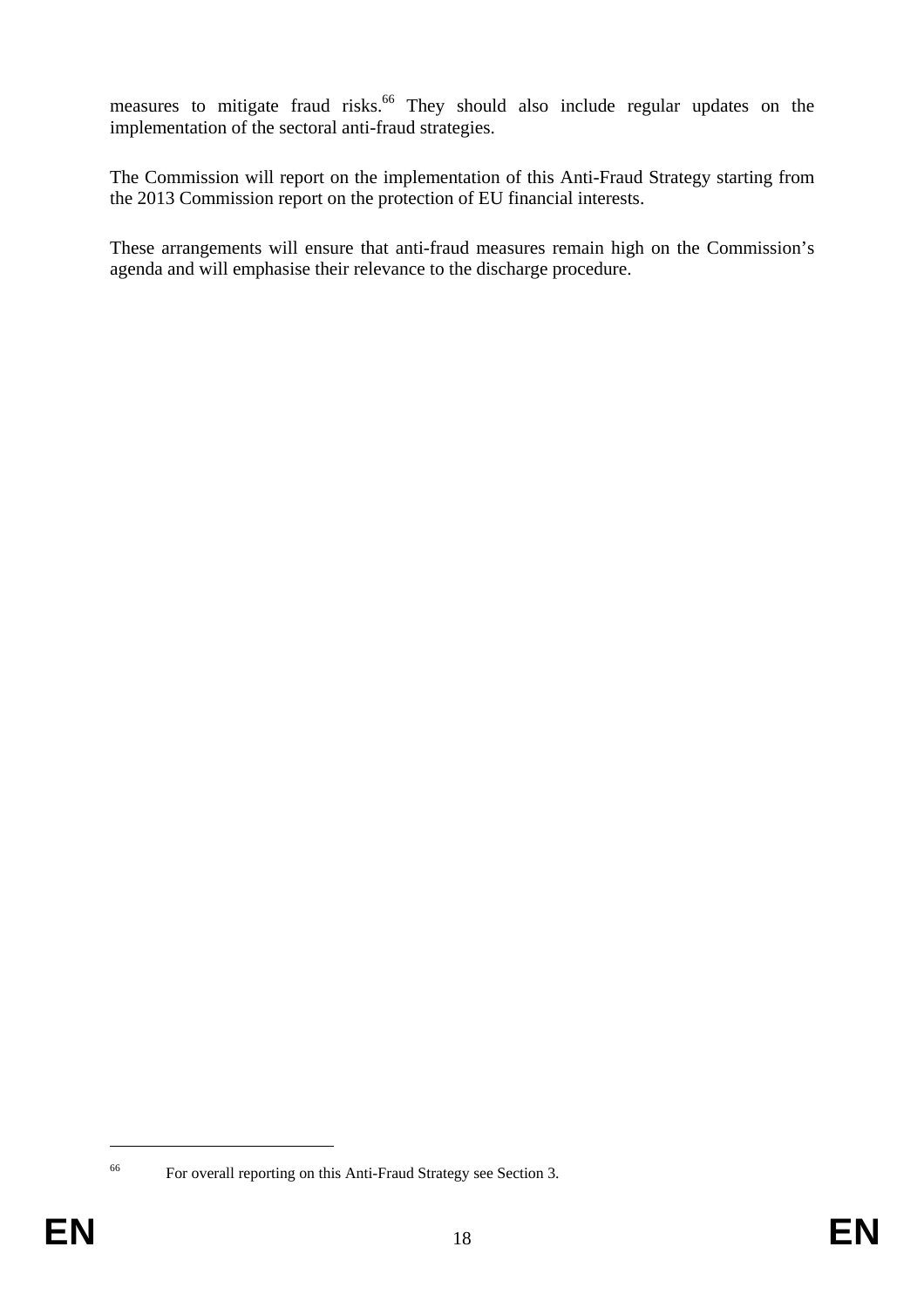measures to mitigate fraud risks.[66] They should also include regular updates on the implementation of the sectoral anti-fraud strategies.

The Commission will report on the implementation of this Anti-Fraud Strategy starting from the 2013 Commission report on the protection of EU financial interests.

These arrangements will ensure that anti-fraud measures remain high on the Commission's agenda and will emphasise their relevance to the discharge procedure.

---

[66] For overall reporting on this Anti-Fraud Strategy see Section 3.